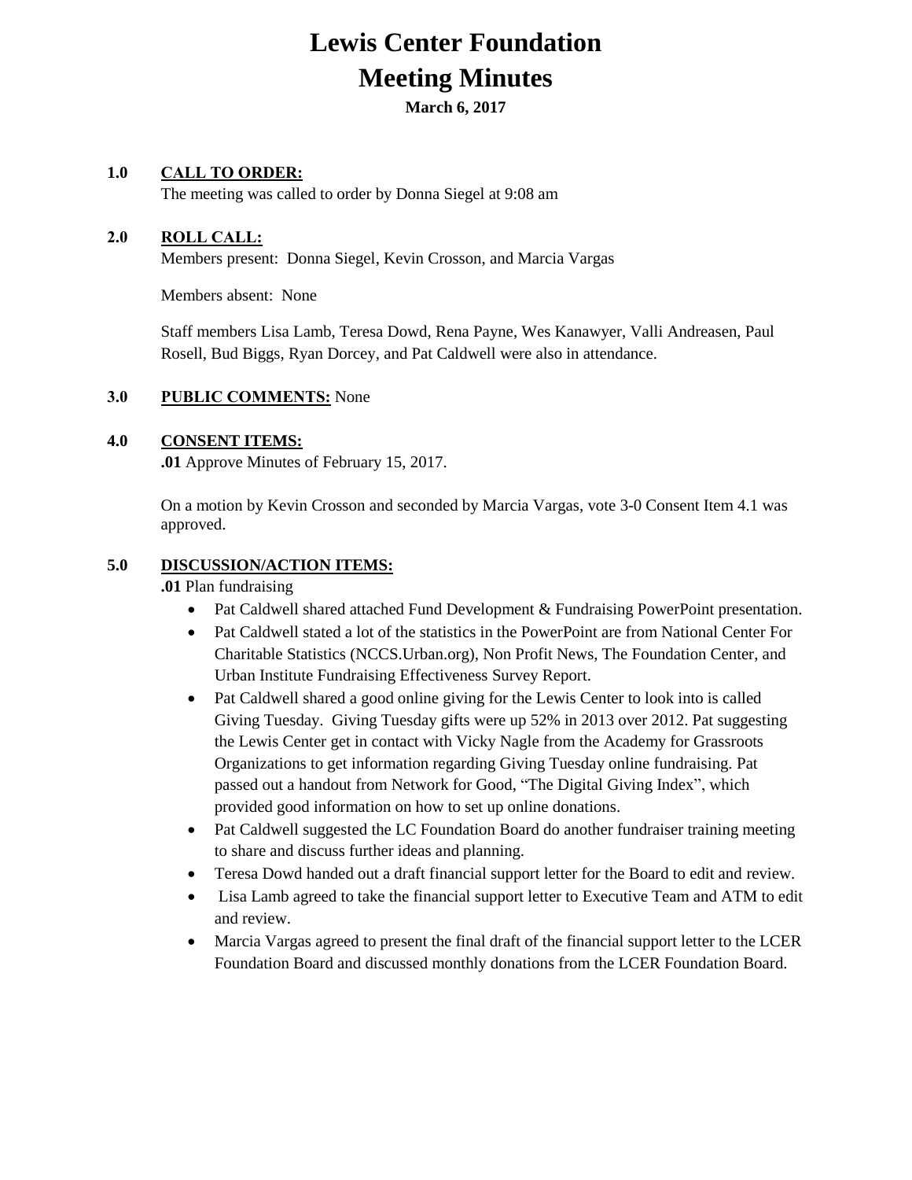# Lewis Center Foundation
# Meeting Minutes

**March 6, 2017**

**1.0 CALL TO ORDER:**

The meeting was called to order by Donna Siegel at 9:08 am

**2.0 ROLL CALL:**

Members present: Donna Siegel, Kevin Crosson, and Marcia Vargas

Members absent: None

Staff members Lisa Lamb, Teresa Dowd, Rena Payne, Wes Kanawyer, Valli Andreasen, Paul Rosell, Bud Biggs, Ryan Dorcey, and Pat Caldwell were also in attendance.

**3.0 PUBLIC COMMENTS:** None

**4.0 CONSENT ITEMS:**

**.01** Approve Minutes of February 15, 2017.

On a motion by Kevin Crosson and seconded by Marcia Vargas, vote 3-0 Consent Item 4.1 was approved.

**5.0 DISCUSSION/ACTION ITEMS:**

**.01** Plan fundraising

- Pat Caldwell shared attached Fund Development & Fundraising PowerPoint presentation.
- Pat Caldwell stated a lot of the statistics in the PowerPoint are from National Center For Charitable Statistics (NCCS.Urban.org), Non Profit News, The Foundation Center, and Urban Institute Fundraising Effectiveness Survey Report.
- Pat Caldwell shared a good online giving for the Lewis Center to look into is called Giving Tuesday. Giving Tuesday gifts were up 52% in 2013 over 2012. Pat suggesting the Lewis Center get in contact with Vicky Nagle from the Academy for Grassroots Organizations to get information regarding Giving Tuesday online fundraising. Pat passed out a handout from Network for Good, "The Digital Giving Index", which provided good information on how to set up online donations.
- Pat Caldwell suggested the LC Foundation Board do another fundraiser training meeting to share and discuss further ideas and planning.
- Teresa Dowd handed out a draft financial support letter for the Board to edit and review.
- Lisa Lamb agreed to take the financial support letter to Executive Team and ATM to edit and review.
- Marcia Vargas agreed to present the final draft of the financial support letter to the LCER Foundation Board and discussed monthly donations from the LCER Foundation Board.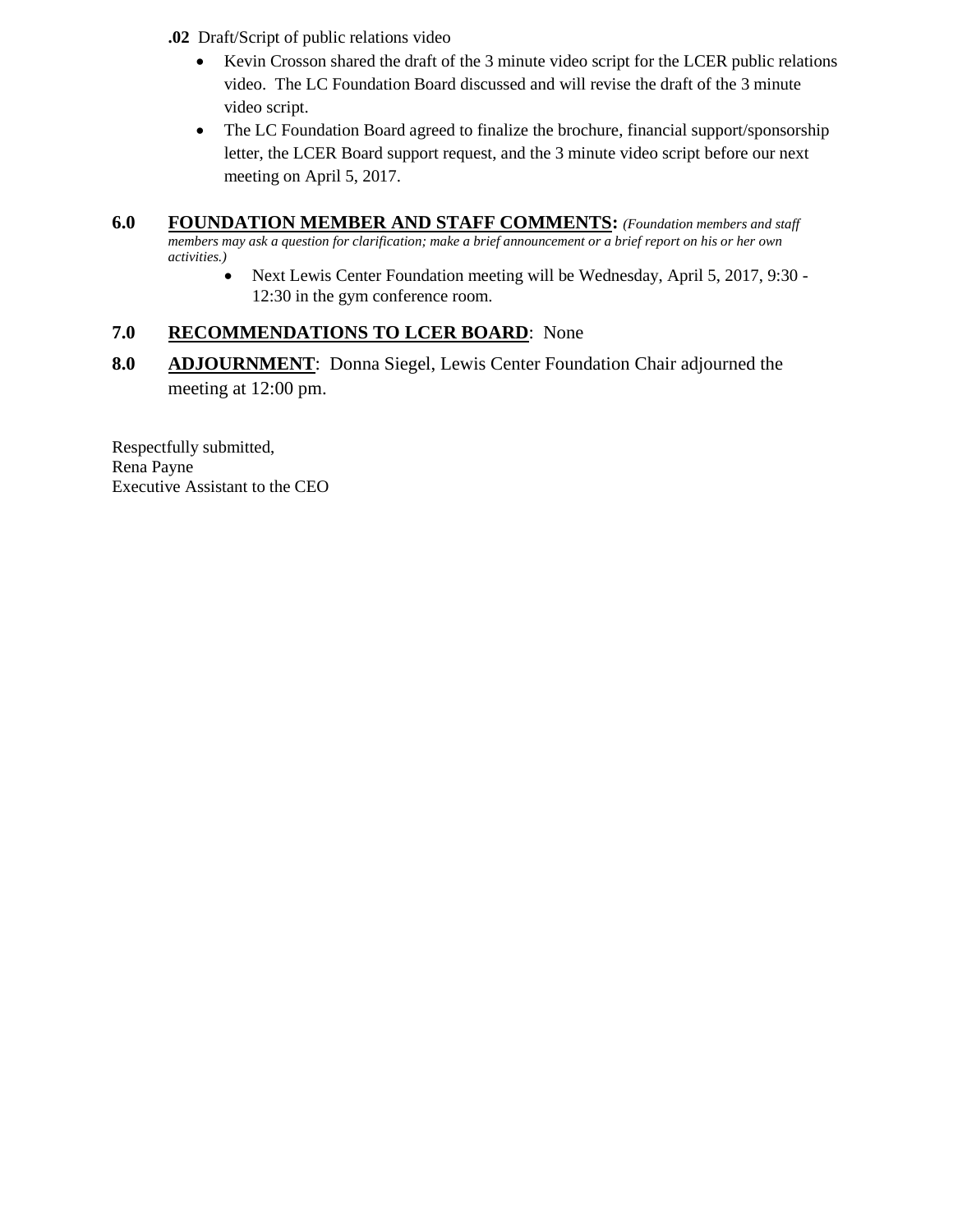**.02** Draft/Script of public relations video

- Kevin Crosson shared the draft of the 3 minute video script for the LCER public relations video. The LC Foundation Board discussed and will revise the draft of the 3 minute video script.
- The LC Foundation Board agreed to finalize the brochure, financial support/sponsorship letter, the LCER Board support request, and the 3 minute video script before our next meeting on April 5, 2017.

**6.0 <u>FOUNDATION MEMBER AND STAFF COMMENTS</u>:** *(Foundation members and staff members may ask a question for clarification; make a brief announcement or a brief report on his or her own activities.)*

- Next Lewis Center Foundation meeting will be Wednesday, April 5, 2017, 9:30 - 12:30 in the gym conference room.

**7.0 <u>RECOMMENDATIONS TO LCER BOARD</u>**: None

**8.0 <u>ADJOURNMENT</u>**: Donna Siegel, Lewis Center Foundation Chair adjourned the meeting at 12:00 pm.

Respectfully submitted,
Rena Payne
Executive Assistant to the CEO